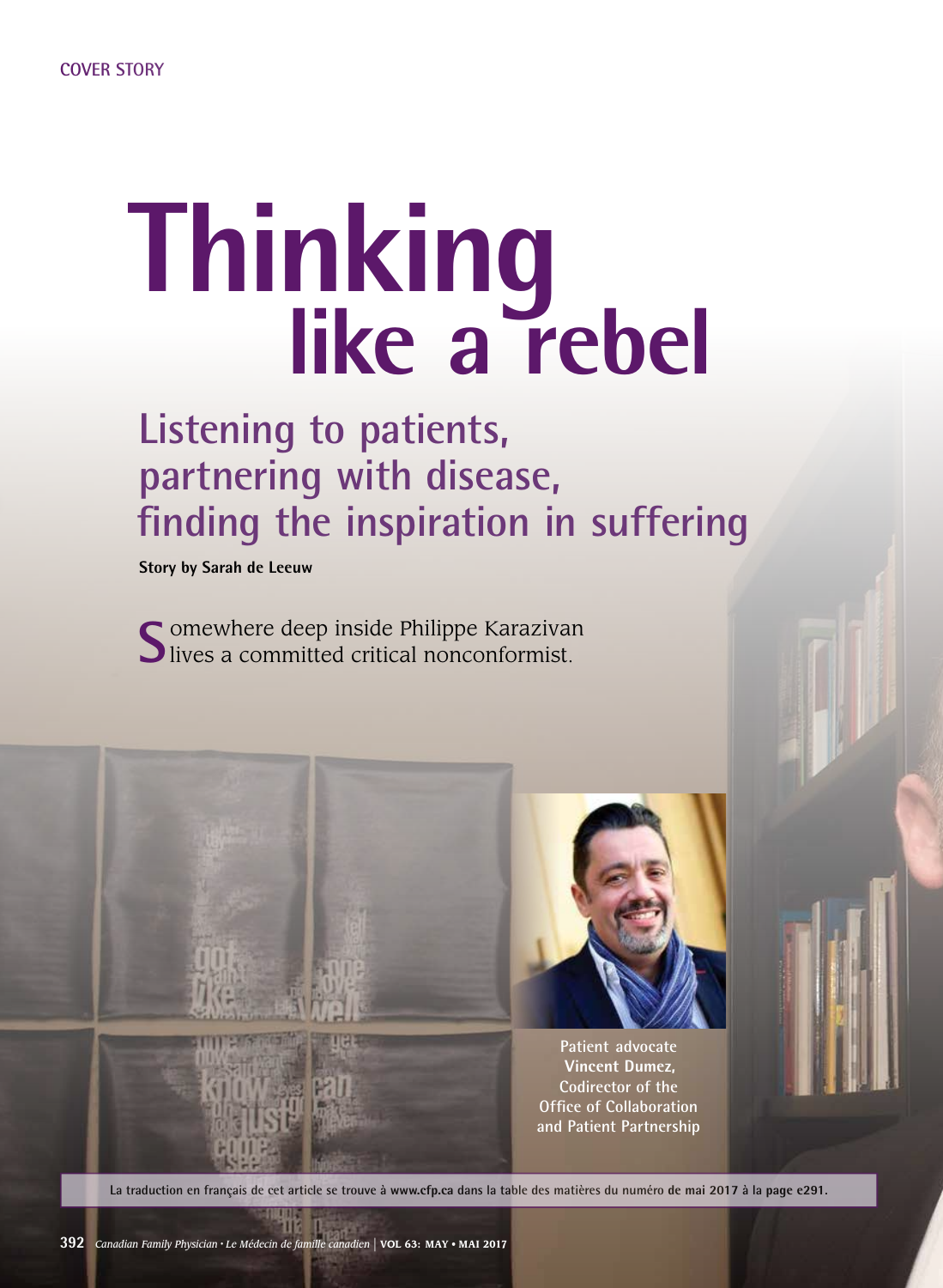COVER STORY

# Thinking like a rebel

## Listening to patients, partnering with disease, finding the inspiration in suffering

**Story by Sarah de Leeuw**

Somewhere deep inside Philippe Karazivan lives a committed critical nonconformist.

Patient advocate **Vincent Dumez,** Codirector of the Office of Collaboration and Patient Partnership

La traduction en français de cet article se trouve à **www.cfp.ca** dans la table des matières du numéro **de mai 2017** à la **page e291.**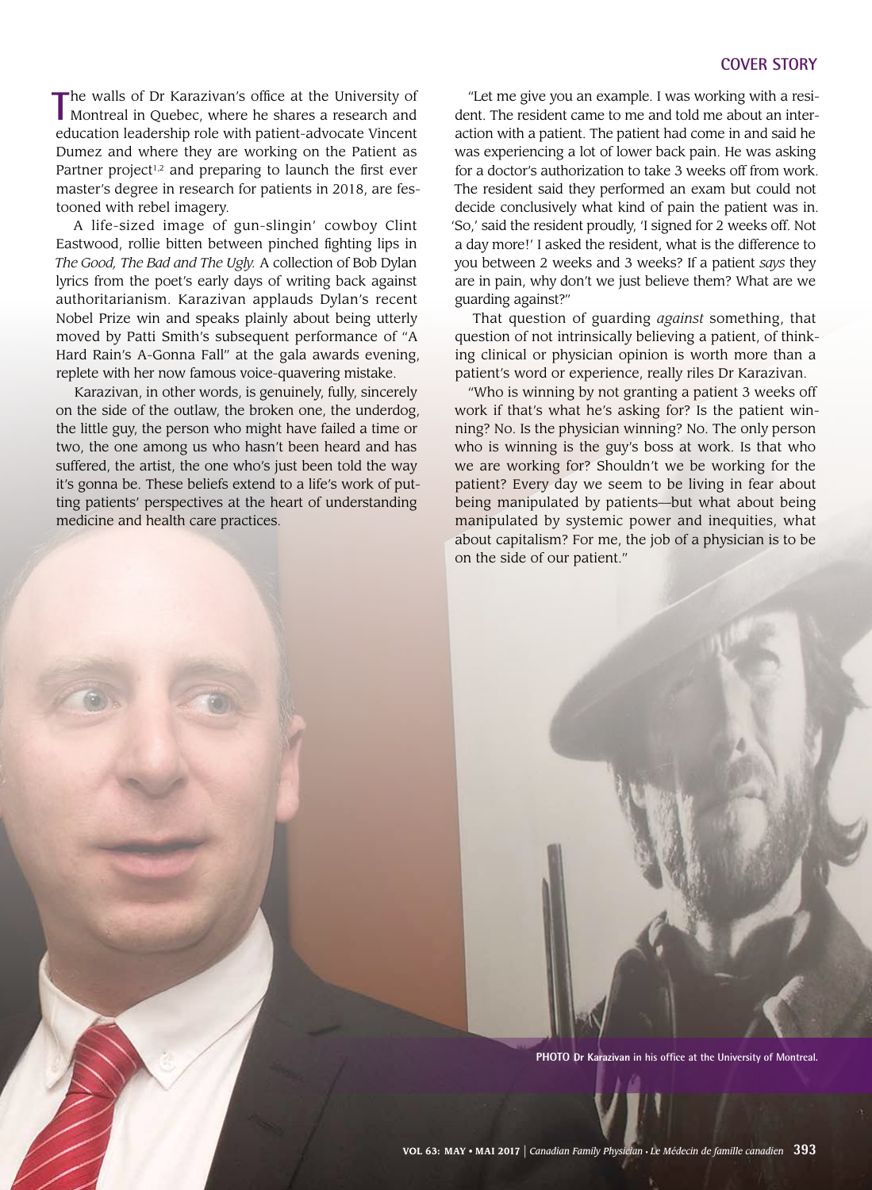The walls of Dr Karazivan's office at the University of Montreal in Quebec, where he shares a research and education leadership role with patient-advocate Vincent Dumez and where they are working on the Patient as Partner project[1,2] and preparing to launch the first ever master's degree in research for patients in 2018, are festooned with rebel imagery.

A life-sized image of gun-slingin' cowboy Clint Eastwood, rollie bitten between pinched fighting lips in *The Good, The Bad and The Ugly.* A collection of Bob Dylan lyrics from the poet's early days of writing back against authoritarianism. Karazivan applauds Dylan's recent Nobel Prize win and speaks plainly about being utterly moved by Patti Smith's subsequent performance of "A Hard Rain's A-Gonna Fall" at the gala awards evening, replete with her now famous voice-quavering mistake.

Karazivan, in other words, is genuinely, fully, sincerely on the side of the outlaw, the broken one, the underdog, the little guy, the person who might have failed a time or two, the one among us who hasn't been heard and has suffered, the artist, the one who's just been told the way it's gonna be. These beliefs extend to a life's work of putting patients' perspectives at the heart of understanding medicine and health care practices.

"Let me give you an example. I was working with a resident. The resident came to me and told me about an interaction with a patient. The patient had come in and said he was experiencing a lot of lower back pain. He was asking for a doctor's authorization to take 3 weeks off from work. The resident said they performed an exam but could not decide conclusively what kind of pain the patient was in. 'So,' said the resident proudly, 'I signed for 2 weeks off. Not a day more!' I asked the resident, what is the difference to you between 2 weeks and 3 weeks? If a patient *says* they are in pain, why don't we just believe them? What are we guarding against?"

That question of guarding *against* something, that question of not intrinsically believing a patient, of thinking clinical or physician opinion is worth more than a patient's word or experience, really riles Dr Karazivan.

"Who is winning by not granting a patient 3 weeks off work if that's what he's asking for? Is the patient winning? No. Is the physician winning? No. The only person who is winning is the guy's boss at work. Is that who we are working for? Shouldn't we be working for the patient? Every day we seem to be living in fear about being manipulated by patients—but what about being manipulated by systemic power and inequities, what about capitalism? For me, the job of a physician is to be on the side of our patient."

**PHOTO Dr Karazivan** in his office at the University of Montreal.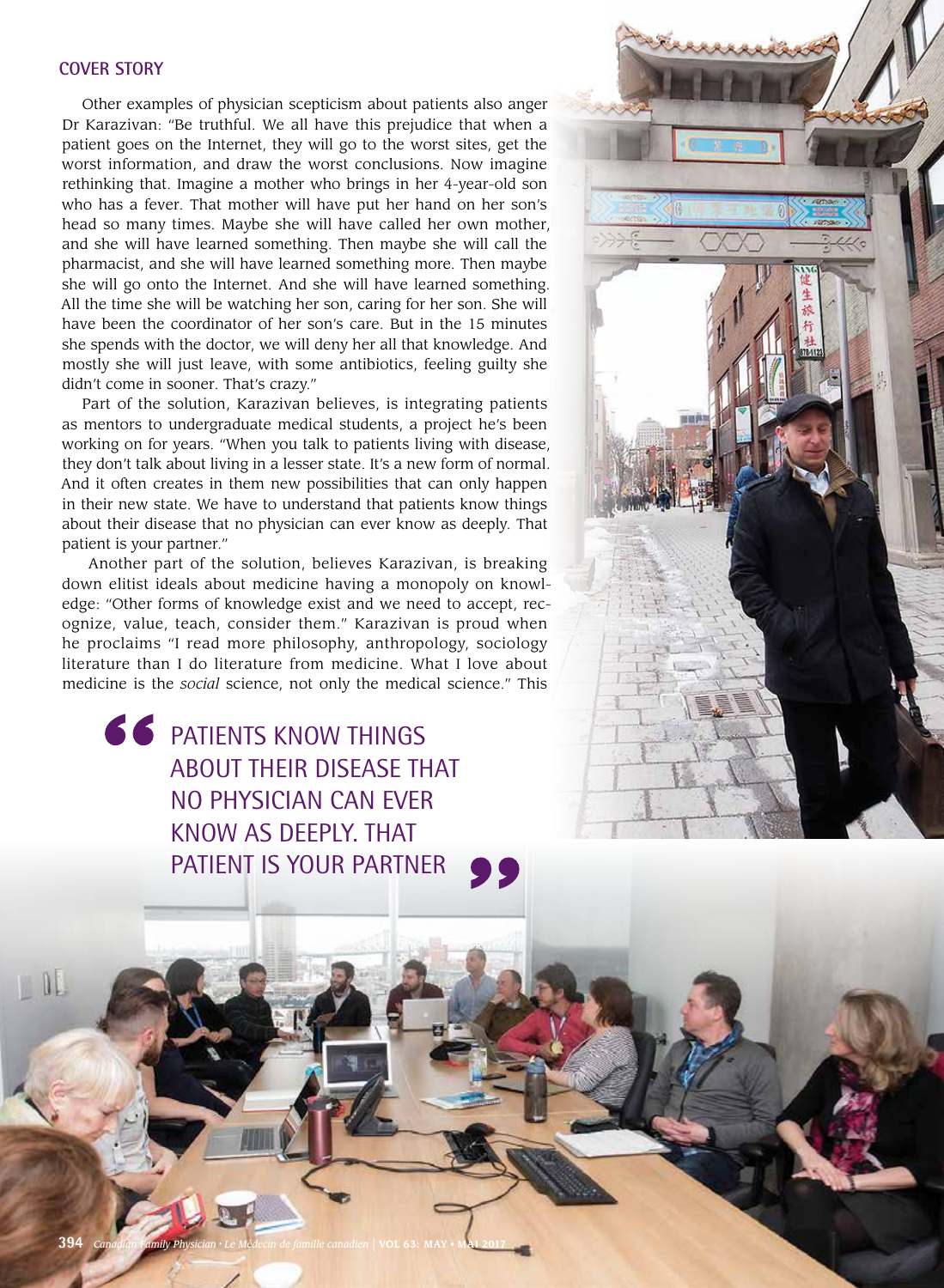Other examples of physician scepticism about patients also anger Dr Karazivan: "Be truthful. We all have this prejudice that when a patient goes on the Internet, they will go to the worst sites, get the worst information, and draw the worst conclusions. Now imagine rethinking that. Imagine a mother who brings in her 4-year-old son who has a fever. That mother will have put her hand on her son's head so many times. Maybe she will have called her own mother, and she will have learned something. Then maybe she will call the pharmacist, and she will have learned something more. Then maybe she will go onto the Internet. And she will have learned something. All the time she will be watching her son, caring for her son. She will have been the coordinator of her son's care. But in the 15 minutes she spends with the doctor, we will deny her all that knowledge. And mostly she will just leave, with some antibiotics, feeling guilty she didn't come in sooner. That's crazy."

Part of the solution, Karazivan believes, is integrating patients as mentors to undergraduate medical students, a project he's been working on for years. "When you talk to patients living with disease, they don't talk about living in a lesser state. It's a new form of normal. And it often creates in them new possibilities that can only happen in their new state. We have to understand that patients know things about their disease that no physician can ever know as deeply. That patient is your partner."

Another part of the solution, believes Karazivan, is breaking down elitist ideals about medicine having a monopoly on knowledge: "Other forms of knowledge exist and we need to accept, recognize, value, teach, consider them." Karazivan is proud when he proclaims "I read more philosophy, anthropology, sociology literature than I do literature from medicine. What I love about medicine is the *social* science, not only the medical science." This

> "PATIENTS KNOW THINGS ABOUT THEIR DISEASE THAT NO PHYSICIAN CAN EVER KNOW AS DEEPLY. THAT PATIENT IS YOUR PARTNER"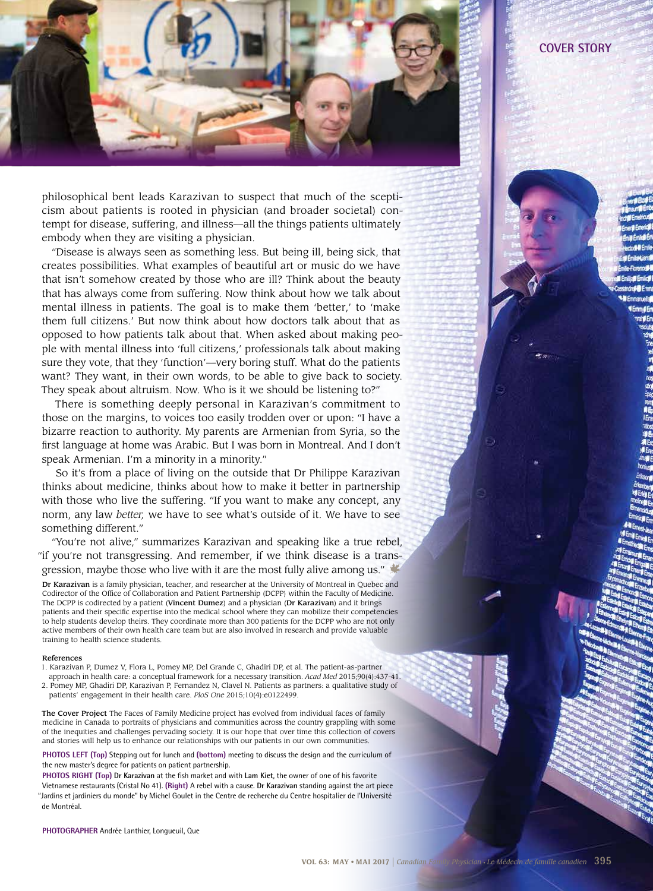philosophical bent leads Karazivan to suspect that much of the skepticism about patients is rooted in physician (and broader societal) contempt for disease, suffering, and illness—all the things patients ultimately embody when they are visiting a physician.

"Disease is always seen as something less. But being ill, being sick, that creates possibilities. What examples of beautiful art or music do we have that isn't somehow created by those who are ill? Think about the beauty that has always come from suffering. Now think about how we talk about mental illness in patients. The goal is to make them 'better,' to 'make them full citizens.' But now think about how doctors talk about that as opposed to how patients talk about that. When asked about making people with mental illness into 'full citizens,' professionals talk about making sure they vote, that they 'function'—very boring stuff. What do the patients want? They want, in their own words, to be able to give back to society. They speak about altruism. Now. Who is it we should be listening to?"

There is something deeply personal in Karazivan's commitment to those on the margins, to voices too easily trodden over or upon: "I have a bizarre reaction to authority. My parents are Armenian from Syria, so the first language at home was Arabic. But I was born in Montreal. And I don't speak Armenian. I'm a minority in a minority."

So it's from a place of living on the outside that Dr Philippe Karazivan thinks about medicine, thinks about how to make it better in partnership with those who live the suffering. "If you want to make any concept, any norm, any law *better,* we have to see what's outside of it. We have to see something different."

"You're not alive," summarizes Karazivan and speaking like a true rebel, "if you're not transgressing. And remember, if we think disease is a transgression, maybe those who live with it are the most fully alive among us."

**Dr Karazivan** is a family physician, teacher, and researcher at the University of Montreal in Quebec and Codirector of the Office of Collaboration and Patient Partnership (DCPP) within the Faculty of Medicine. The DCPP is codirected by a patient (**Vincent Dumez**) and a physician (**Dr Karazivan**) and it brings patients and their specific expertise into the medical school where they can mobilize their competencies to help students develop theirs. They coordinate more than 300 patients for the DCPP who are not only active members of their own health care team but are also involved in research and provide valuable training to health science students.

**References**

1. Karazivan P, Dumez V, Flora L, Pomey MP, Del Grande C, Ghadiri DP, et al. The patient-as-partner approach in health care: a conceptual framework for a necessary transition. *Acad Med* 2015;90(4):437-41.
2. Pomey MP, Ghadiri DP, Karazivan P, Fernandez N, Clavel N. Patients as partners: a qualitative study of patients' engagement in their health care. *PloS One* 2015;10(4):e0122499.

**The Cover Project** The Faces of Family Medicine project has evolved from individual faces of family medicine in Canada to portraits of physicians and communities across the country grappling with some of the inequities and challenges pervading society. It is our hope that over time this collection of covers and stories will help us to enhance our relationships with our patients in our own communities.

**PHOTOS LEFT (Top)** Stepping out for lunch and **(bottom)** meeting to discuss the design and the curriculum of the new master's degree for patients on patient partnership.

**PHOTOS RIGHT (Top)** Dr Karazivan at the fish market and with **Lam Kiet**, the owner of one of his favorite Vietnamese restaurants (Cristal No 41). **(Right)** A rebel with a cause. **Dr Karazivan** standing against the art piece "Jardins et jardiniers du monde" by Michel Goulet in the Centre de recherche du Centre hospitalier de l'Université de Montréal.

**PHOTOGRAPHER** Andrée Lanthier, Longueuil, Que